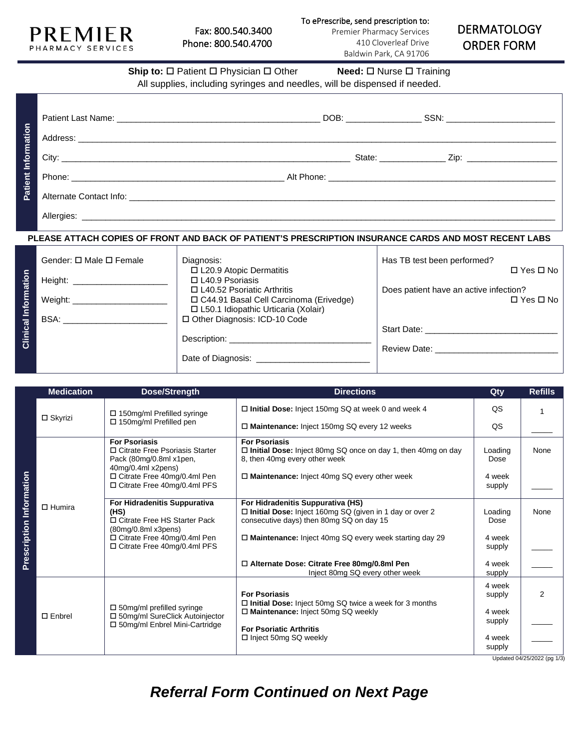**PREMIER**
PHARMACY SERVICES

Fax: 800.540.3400
Phone: 800.540.4700

To ePrescribe, send prescription to:
Premier Pharmacy Services
410 Cloverleaf Drive
Baldwin Park, CA 91706

# DERMATOLOGY ORDER FORM

**Ship to:** ☐ Patient ☐ Physician ☐ Other **Need:** ☐ Nurse ☐ Training

All supplies, including syringes and needles, will be dispensed if needed.

## Patient Information

Patient Last Name: ________________________ DOB: ______________ SSN: ____________________

Address: ____________________________________________________________

City: ________________________________________ State: ____________ Zip: ________________

Phone: ______________________________ Alt Phone: ______________________________

Alternate Contact Info: ____________________________________________________

Allergies: ____________________________________________________________

**PLEASE ATTACH COPIES OF FRONT AND BACK OF PATIENT'S PRESCRIPTION INSURANCE CARDS AND MOST RECENT LABS**

## Clinical Information

Gender: ☐ Male ☐ Female

Height: ____________________

Weight: ____________________

BSA: ______________________

Diagnosis:
- ☐ L20.9 Atopic Dermatitis
- ☐ L40.9 Psoriasis
- ☐ L40.52 Psoriatic Arthritis
- ☐ C44.91 Basal Cell Carcinoma (Erivedge)
- ☐ L50.1 Idiopathic Urticaria (Xolair)

☐ Other Diagnosis: ICD-10 Code

Description: ______________________________

Date of Diagnosis: ________________________

Has TB test been performed? ☐ Yes ☐ No

Does patient have an active infection? ☐ Yes ☐ No

Start Date: ____________________________

Review Date: __________________________

## Prescription Information

| Medication | Dose/Strength | Directions | Qty | Refills |
|---|---|---|---|---|
| ☐ Skyrizi | ☐ 150mg/ml Prefilled syringe<br>☐ 150mg/ml Prefilled pen | ☐ **Initial Dose:** Inject 150mg SQ at week 0 and week 4 | QS | 1 |
| | | ☐ **Maintenance:** Inject 150mg SQ every 12 weeks | QS | _____ |
| ☐ Humira | **For Psoriasis**<br>☐ Citrate Free Psoriasis Starter Pack (80mg/0.8ml x1pen, 40mg/0.4ml x2pens)<br>☐ Citrate Free 40mg/0.4ml Pen<br>☐ Citrate Free 40mg/0.4ml PFS | **For Psoriasis**<br>☐ **Initial Dose:** Inject 80mg SQ once on day 1, then 40mg on day 8, then 40mg every other week | Loading Dose | None |
| | | ☐ **Maintenance:** Inject 40mg SQ every other week | 4 week supply | _____ |
| | **For Hidradenitis Suppurativa (HS)**<br>☐ Citrate Free HS Starter Pack (80mg/0.8ml x3pens)<br>☐ Citrate Free 40mg/0.4ml Pen<br>☐ Citrate Free 40mg/0.4ml PFS | **For Hidradenitis Suppurativa (HS)**<br>☐ **Initial Dose:** Inject 160mg SQ (given in 1 day or over 2 consecutive days) then 80mg SQ on day 15 | Loading Dose | None |
| | | ☐ **Maintenance:** Inject 40mg SQ every week starting day 29 | 4 week supply | _____ |
| | | ☐ **Alternate Dose: Citrate Free 80mg/0.8ml Pen** Inject 80mg SQ every other week | 4 week supply | _____ |
| ☐ Enbrel | ☐ 50mg/ml prefilled syringe<br>☐ 50mg/ml SureClick Autoinjector<br>☐ 50mg/ml Enbrel Mini-Cartridge | **For Psoriasis**<br>☐ **Initial Dose:** Inject 50mg SQ twice a week for 3 months | 4 week supply | 2 |
| | | ☐ **Maintenance:** Inject 50mg SQ weekly | 4 week supply | _____ |
| | | **For Psoriatic Arthritis**<br>☐ Inject 50mg SQ weekly | 4 week supply | _____ |

Updated 04/25/2022 (pg 1/3)

***Referral Form Continued on Next Page***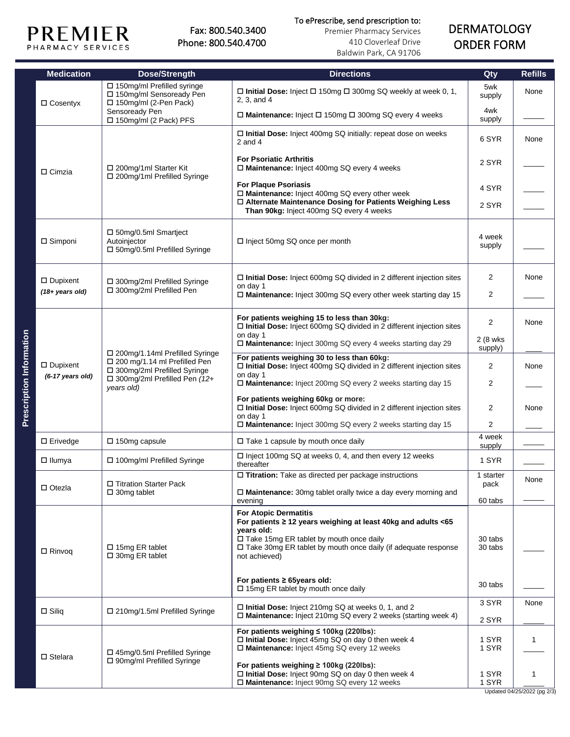# PREMIER
PHARMACY SERVICES

Fax: 800.540.3400
Phone: 800.540.4700

To ePrescribe, send prescription to:
Premier Pharmacy Services
410 Cloverleaf Drive
Baldwin Park, CA 91706

## DERMATOLOGY ORDER FORM

**Prescription Information**

| Medication | Dose/Strength | Directions | Qty | Refills |
|---|---|---|---|---|
| ☐ Cosentyx | ☐ 150mg/ml Prefilled syringe<br>☐ 150mg/ml Sensoready Pen<br>☐ 150mg/ml (2-Pen Pack) Sensoready Pen<br>☐ 150mg/ml (2 Pack) PFS | ☐ **Initial Dose:** Inject ☐ 150mg ☐ 300mg SQ weekly at week 0, 1, 2, 3, and 4 | 5wk supply | None |
| | | ☐ **Maintenance:** Inject ☐ 150mg ☐ 300mg SQ every 4 weeks | 4wk supply | _____ |
| ☐ Cimzia | ☐ 200mg/1ml Starter Kit<br>☐ 200mg/1ml Prefilled Syringe | ☐ **Initial Dose:** Inject 400mg SQ initially: repeat dose on weeks 2 and 4 | 6 SYR | None |
| | | **For Psoriatic Arthritis**<br>☐ **Maintenance:** Inject 400mg SQ every 4 weeks | 2 SYR | _____ |
| | | **For Plaque Psoriasis**<br>☐ **Maintenance:** Inject 400mg SQ every other week | 4 SYR | _____ |
| | | ☐ **Alternate Maintenance Dosing for Patients Weighing Less Than 90kg:** Inject 400mg SQ every 4 weeks | 2 SYR | _____ |
| ☐ Simponi | ☐ 50mg/0.5ml Smartject Autoinjector<br>☐ 50mg/0.5ml Prefilled Syringe | ☐ Inject 50mg SQ once per month | 4 week supply | _____ |
| ☐ Dupixent<br>***(18+ years old)*** | ☐ 300mg/2ml Prefilled Syringe<br>☐ 300mg/2ml Prefilled Pen | ☐ **Initial Dose:** Inject 600mg SQ divided in 2 different injection sites on day 1 | 2 | None |
| | | ☐ **Maintenance:** Inject 300mg SQ every other week starting day 15 | 2 | _____ |
| ☐ Dupixent<br>***(6-17 years old)*** | ☐ 200mg/1.14ml Prefilled Syringe<br>☐ 200 mg/1.14 ml Prefilled Pen<br>☐ 300mg/2ml Prefilled Syringe<br>☐ 300mg/2ml Prefilled Pen *(12+ years old)* | **For patients weighing 15 to less than 30kg:**<br>☐ **Initial Dose:** Inject 600mg SQ divided in 2 different injection sites on day 1 | 2 | None |
| | | ☐ **Maintenance:** Inject 300mg SQ every 4 weeks starting day 29 | 2 (8 wks supply) | ____ |
| | | **For patients weighing 30 to less than 60kg:**<br>☐ **Initial Dose:** Inject 400mg SQ divided in 2 different injection sites on day 1 | 2 | None |
| | | ☐ **Maintenance:** Inject 200mg SQ every 2 weeks starting day 15 | 2 | ____ |
| | | **For patients weighing 60kg or more:**<br>☐ **Initial Dose:** Inject 600mg SQ divided in 2 different injection sites on day 1 | 2 | None |
| | | ☐ **Maintenance:** Inject 300mg SQ every 2 weeks starting day 15 | 2 | ____ |
| ☐ Erivedge | ☐ 150mg capsule | ☐ Take 1 capsule by mouth once daily | 4 week supply | _____ |
| ☐ Ilumya | ☐ 100mg/ml Prefilled Syringe | ☐ Inject 100mg SQ at weeks 0, 4, and then every 12 weeks thereafter | 1 SYR | _____ |
| ☐ Otezla | ☐ Titration Starter Pack<br>☐ 30mg tablet | ☐ **Titration:** Take as directed per package instructions | 1 starter pack | None |
| | | ☐ **Maintenance:** 30mg tablet orally twice a day every morning and evening | 60 tabs | _____ |
| ☐ Rinvoq | ☐ 15mg ER tablet<br>☐ 30mg ER tablet | **For Atopic Dermatitis**<br>**For patients ≥ 12 years weighing at least 40kg and adults <65 years old:**<br>☐ Take 15mg ER tablet by mouth once daily<br>☐ Take 30mg ER tablet by mouth once daily (if adequate response not achieved) | 30 tabs<br>30 tabs | _____ |
| | | **For patients ≥ 65years old:**<br>☐ 15mg ER tablet by mouth once daily | 30 tabs | _____ |
| ☐ Siliq | ☐ 210mg/1.5ml Prefilled Syringe | ☐ **Initial Dose:** Inject 210mg SQ at weeks 0, 1, and 2 | 3 SYR | None |
| | | ☐ **Maintenance:** Inject 210mg SQ every 2 weeks (starting week 4) | 2 SYR | _____ |
| ☐ Stelara | ☐ 45mg/0.5ml Prefilled Syringe<br>☐ 90mg/ml Prefilled Syringe | **For patients weighing ≤ 100kg (220lbs):**<br>☐ **Initial Dose:** Inject 45mg SQ on day 0 then week 4<br>☐ **Maintenance:** Inject 45mg SQ every 12 weeks | 1 SYR<br>1 SYR | 1<br>_____ |
| | | **For patients weighing ≥ 100kg (220lbs):**<br>☐ **Initial Dose:** Inject 90mg SQ on day 0 then week 4<br>☐ **Maintenance:** Inject 90mg SQ every 12 weeks | 1 SYR<br>1 SYR | 1<br>_____ |

Updated 04/25/2022 (pg 2/3)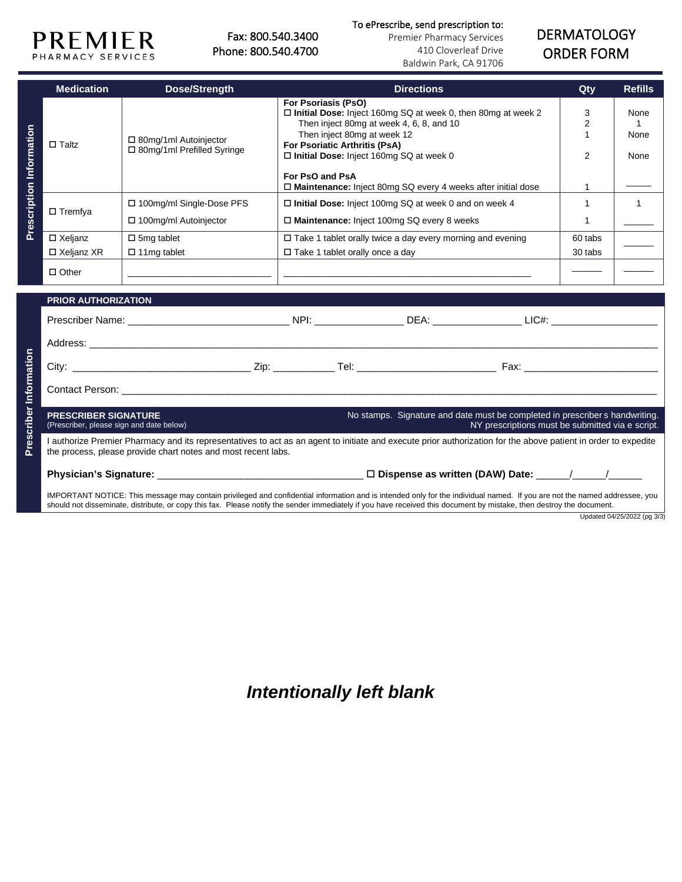PREMIER
PHARMACY SERVICES

Fax: 800.540.3400
Phone: 800.540.4700

To ePrescribe, send prescription to:
Premier Pharmacy Services
410 Cloverleaf Drive
Baldwin Park, CA 91706

# DERMATOLOGY ORDER FORM

## Prescription Information

| Medication | Dose/Strength | Directions | Qty | Refills |
|---|---|---|---|---|
| ☐ Taltz | ☐ 80mg/1ml Autoinjector<br>☐ 80mg/1ml Prefilled Syringe | **For Psoriasis (PsO)**<br>☐ **Initial Dose:** Inject 160mg SQ at week 0, then 80mg at week 2<br>Then inject 80mg at week 4, 6, 8, and 10<br>Then inject 80mg at week 12<br>**For Psoriatic Arthritis (PsA)**<br>☐ **Initial Dose:** Inject 160mg SQ at week 0<br><br>**For PsO and PsA**<br>☐ **Maintenance:** Inject 80mg SQ every 4 weeks after initial dose | 3<br>2<br>1<br><br>2<br><br><br>1 | None<br>1<br>None<br><br>None<br><br><br>_____ |
| ☐ Tremfya | ☐ 100mg/ml Single-Dose PFS | ☐ **Initial Dose:** Inject 100mg SQ at week 0 and on week 4 | 1 | 1 |
| | ☐ 100mg/ml Autoinjector | ☐ **Maintenance:** Inject 100mg SQ every 8 weeks | 1 | ______ |
| ☐ Xeljanz | ☐ 5mg tablet | ☐ Take 1 tablet orally twice a day every morning and evening | 60 tabs | ______ |
| ☐ Xeljanz XR | ☐ 11mg tablet | ☐ Take 1 tablet orally once a day | 30 tabs | |
| ☐ Other | ___________________________ | ________________________________________________ | ______ | ______ |

## Prescriber Information

### PRIOR AUTHORIZATION

Prescriber Name: _____________________________ NPI: ________________ DEA: ________________ LIC#: ___________________

Address: ____________________________________________________________________________________________________

City: ________________________________ Zip: ___________ Tel: _________________________ Fax: ________________________

Contact Person: _______________________________________________________________________________________________

### PRESCRIBER SIGNATURE

(Prescriber, please sign and date below)

No stamps. Signature and date must be completed in prescriber s handwriting. NY prescriptions must be submitted via e script.

I authorize Premier Pharmacy and its representatives to act as an agent to initiate and execute prior authorization for the above patient in order to expedite the process, please provide chart notes and most recent labs.

**Physician's Signature:** ____________________________________ ☐ **Dispense as written (DAW) Date:** ______/______/______

IMPORTANT NOTICE: This message may contain privileged and confidential information and is intended only for the individual named. If you are not the named addressee, you should not disseminate, distribute, or copy this fax. Please notify the sender immediately if you have received this document by mistake, then destroy the document.

Updated 04/25/2022 (pg 3/3)

***Intentionally left blank***